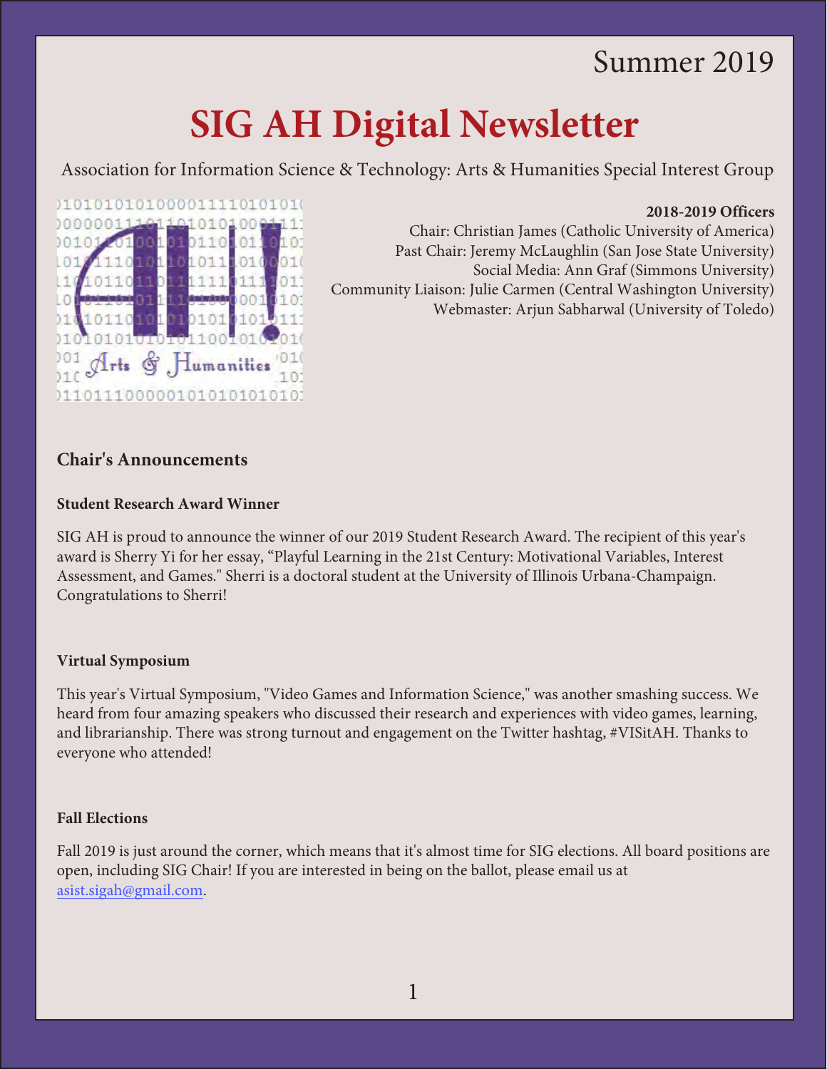Summer 2019

# SIG AH Digital Newsletter

Association for Information Science & Technology: Arts & Humanities Special Interest Group

**2018-2019 Officers**
Chair: Christian James (Catholic University of America)
Past Chair: Jeremy McLaughlin (San Jose State University)
Social Media: Ann Graf (Simmons University)
Community Liaison: Julie Carmen (Central Washington University)
Webmaster: Arjun Sabharwal (University of Toledo)

## Chair's Announcements

### Student Research Award Winner

SIG AH is proud to announce the winner of our 2019 Student Research Award. The recipient of this year's award is Sherry Yi for her essay, "Playful Learning in the 21st Century: Motivational Variables, Interest Assessment, and Games." Sherri is a doctoral student at the University of Illinois Urbana-Champaign. Congratulations to Sherri!

### Virtual Symposium

This year's Virtual Symposium, "Video Games and Information Science," was another smashing success. We heard from four amazing speakers who discussed their research and experiences with video games, learning, and librarianship. There was strong turnout and engagement on the Twitter hashtag, #VISitAH. Thanks to everyone who attended!

### Fall Elections

Fall 2019 is just around the corner, which means that it's almost time for SIG elections. All board positions are open, including SIG Chair! If you are interested in being on the ballot, please email us at asist.sigah@gmail.com.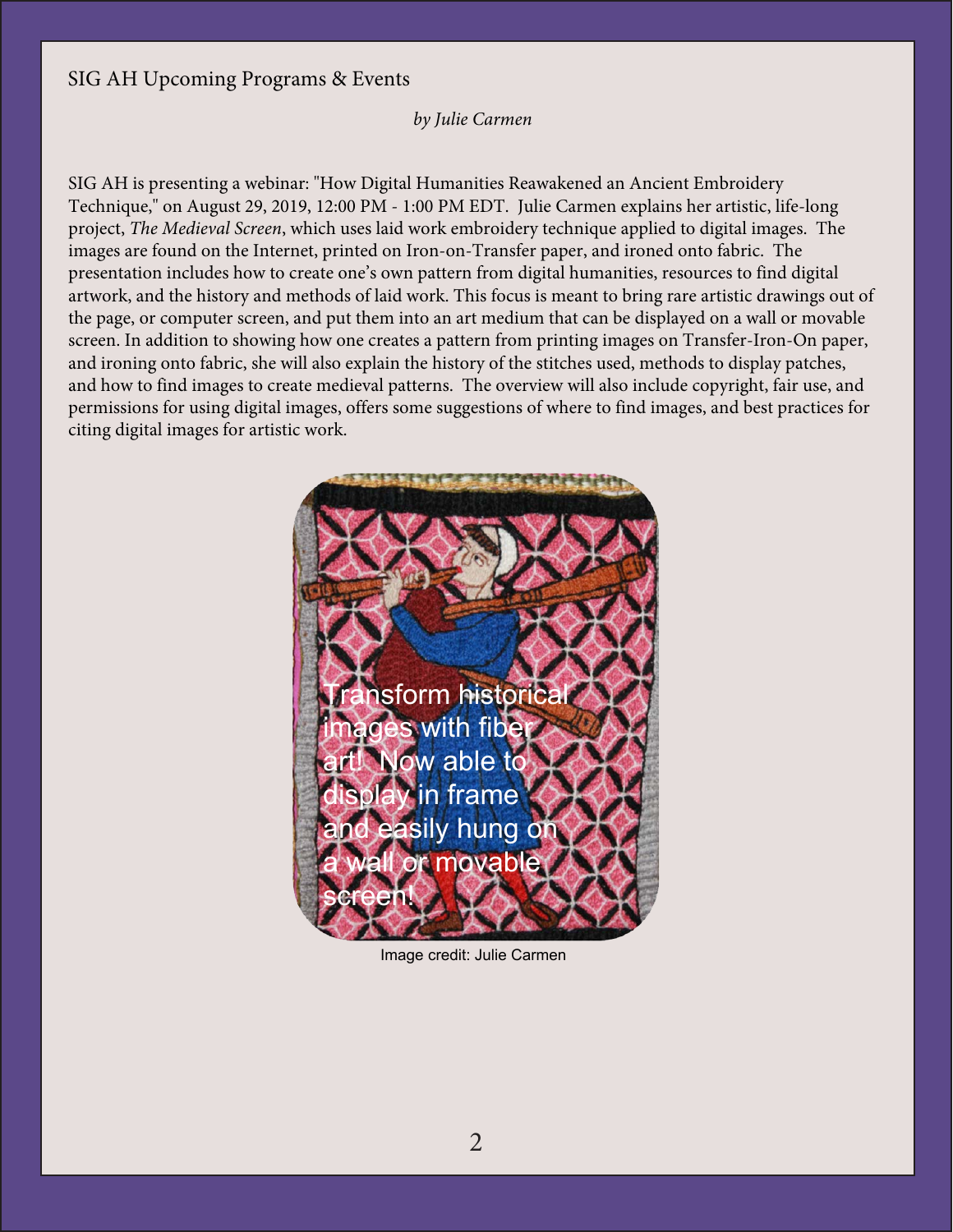## SIG AH Upcoming Programs & Events

*by Julie Carmen*

SIG AH is presenting a webinar: "How Digital Humanities Reawakened an Ancient Embroidery Technique," on August 29, 2019, 12:00 PM - 1:00 PM EDT. Julie Carmen explains her artistic, life-long project, *The Medieval Screen*, which uses laid work embroidery technique applied to digital images. The images are found on the Internet, printed on Iron-on-Transfer paper, and ironed onto fabric. The presentation includes how to create one's own pattern from digital humanities, resources to find digital artwork, and the history and methods of laid work. This focus is meant to bring rare artistic drawings out of the page, or computer screen, and put them into an art medium that can be displayed on a wall or movable screen. In addition to showing how one creates a pattern from printing images on Transfer-Iron-On paper, and ironing onto fabric, she will also explain the history of the stitches used, methods to display patches, and how to find images to create medieval patterns. The overview will also include copyright, fair use, and permissions for using digital images, offers some suggestions of where to find images, and best practices for citing digital images for artistic work.

Transform historical images with fiber art! Now able to display in frame and easily hung on a wall or movable screen!

Image credit: Julie Carmen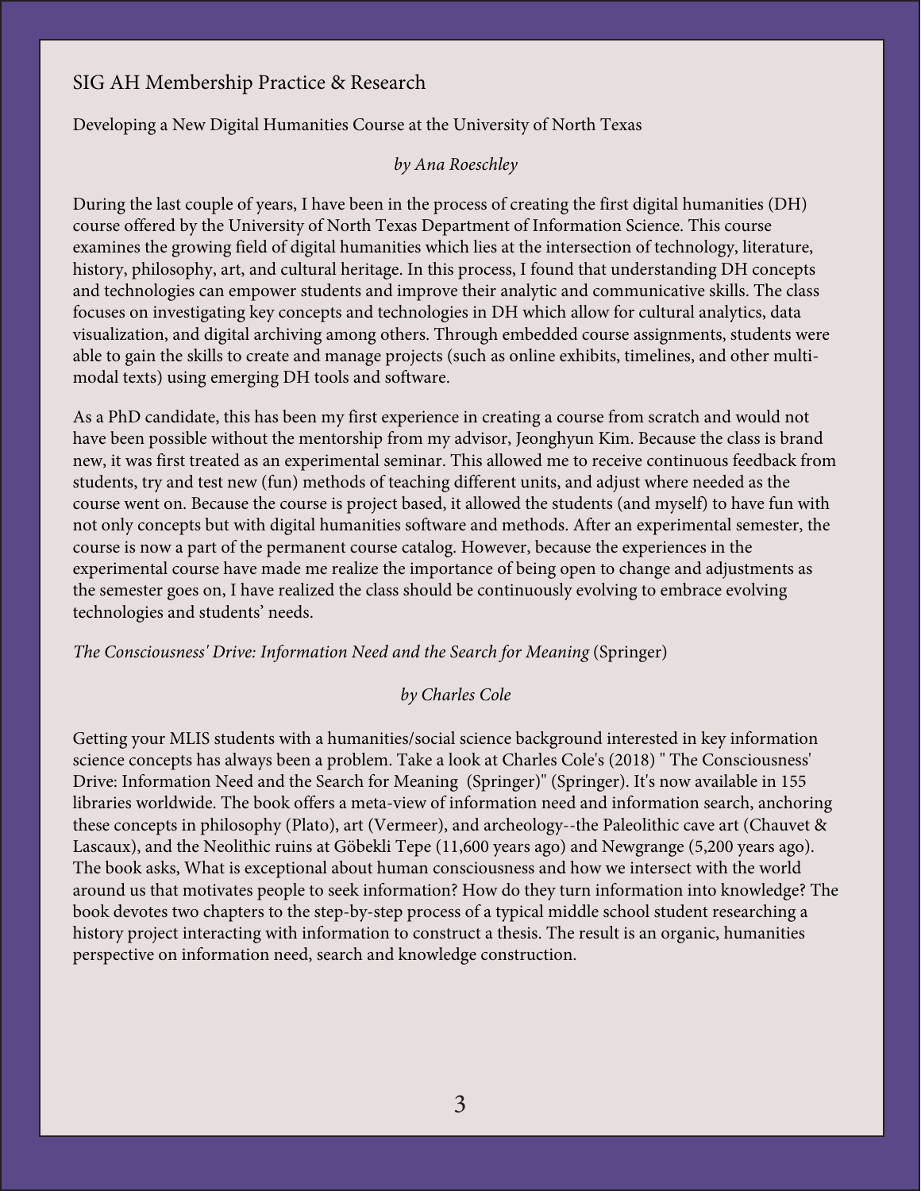# SIG AH Membership Practice & Research

## Developing a New Digital Humanities Course at the University of North Texas

*by Ana Roeschley*

During the last couple of years, I have been in the process of creating the first digital humanities (DH) course offered by the University of North Texas Department of Information Science. This course examines the growing field of digital humanities which lies at the intersection of technology, literature, history, philosophy, art, and cultural heritage. In this process, I found that understanding DH concepts and technologies can empower students and improve their analytic and communicative skills. The class focuses on investigating key concepts and technologies in DH which allow for cultural analytics, data visualization, and digital archiving among others. Through embedded course assignments, students were able to gain the skills to create and manage projects (such as online exhibits, timelines, and other multi-modal texts) using emerging DH tools and software.

As a PhD candidate, this has been my first experience in creating a course from scratch and would not have been possible without the mentorship from my advisor, Jeonghyun Kim. Because the class is brand new, it was first treated as an experimental seminar. This allowed me to receive continuous feedback from students, try and test new (fun) methods of teaching different units, and adjust where needed as the course went on. Because the course is project based, it allowed the students (and myself) to have fun with not only concepts but with digital humanities software and methods. After an experimental semester, the course is now a part of the permanent course catalog. However, because the experiences in the experimental course have made me realize the importance of being open to change and adjustments as the semester goes on, I have realized the class should be continuously evolving to embrace evolving technologies and students' needs.

## *The Consciousness' Drive: Information Need and the Search for Meaning* (Springer)

*by Charles Cole*

Getting your MLIS students with a humanities/social science background interested in key information science concepts has always been a problem. Take a look at Charles Cole's (2018) " The Consciousness' Drive: Information Need and the Search for Meaning  (Springer)" (Springer). It's now available in 155 libraries worldwide. The book offers a meta-view of information need and information search, anchoring these concepts in philosophy (Plato), art (Vermeer), and archeology--the Paleolithic cave art (Chauvet & Lascaux), and the Neolithic ruins at Göbekli Tepe (11,600 years ago) and Newgrange (5,200 years ago). The book asks, What is exceptional about human consciousness and how we intersect with the world around us that motivates people to seek information? How do they turn information into knowledge? The book devotes two chapters to the step-by-step process of a typical middle school student researching a history project interacting with information to construct a thesis. The result is an organic, humanities perspective on information need, search and knowledge construction.